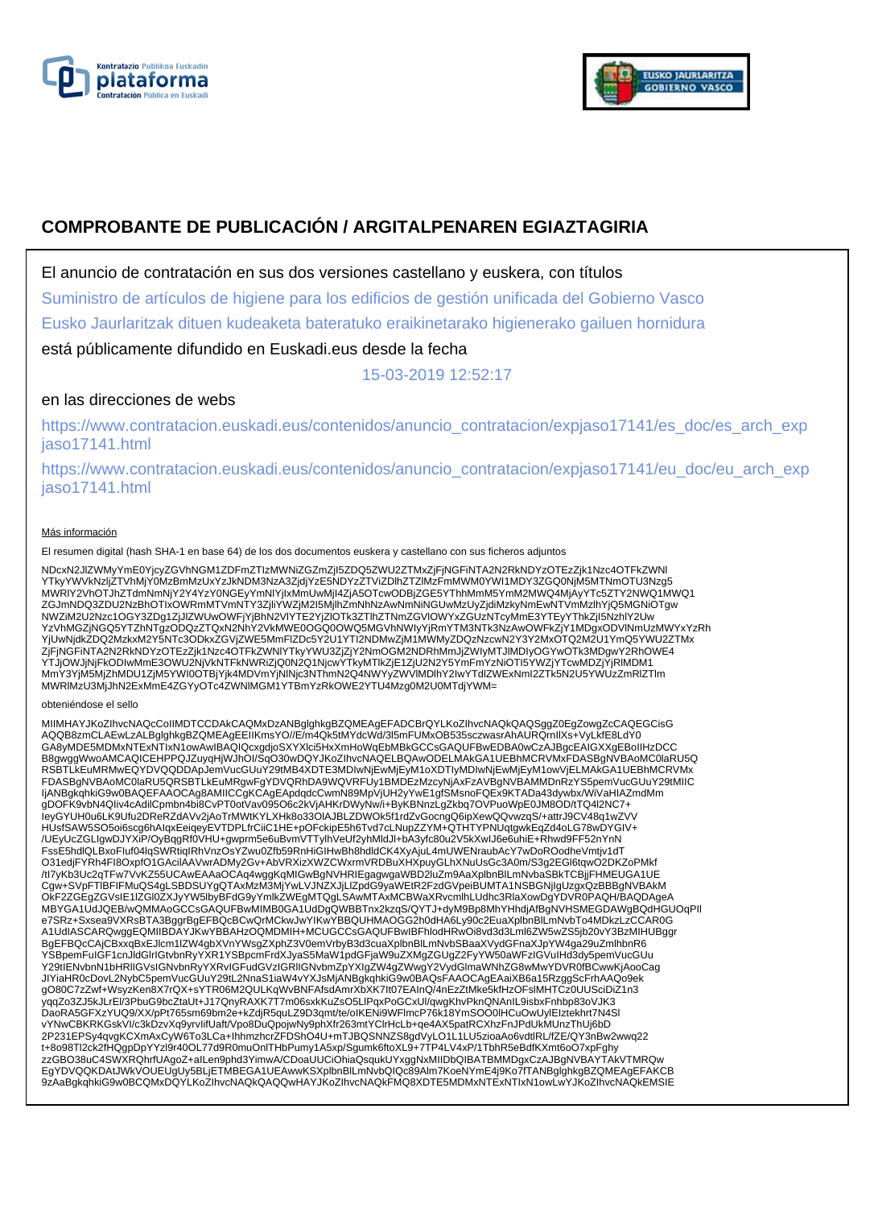# COMPROBANTE DE PUBLICACIÓN / ARGITALPENAREN EGIAZTAGIRIA

El anuncio de contratación en sus dos versiones castellano y euskera, con títulos

Suministro de artículos de higiene para los edificios de gestión unificada del Gobierno Vasco

Eusko Jaurlaritzak dituen kudeaketa bateratuko eraikinetarako higienerako gailuen hornidura

está públicamente difundido en Euskadi.eus desde la fecha

15-03-2019 12:52:17

en las direcciones de webs

https://www.contratacion.euskadi.eus/contenidos/anuncio_contratacion/expjaso17141/es_doc/es_arch_expjaso17141.html

https://www.contratacion.euskadi.eus/contenidos/anuncio_contratacion/expjaso17141/eu_doc/eu_arch_expjaso17141.html

Más información

El resumen digital (hash SHA-1 en base 64) de los dos documentos euskera y castellano con sus ficheros adjuntos

NDcxN2JlZWMyYmE0YjcyZGVhNGM1ZDFmZTIzMWNiZGZmZjI5ZDQ5ZWU2ZTMxZjFjNGFiNTA2N2RkNDYzOTEzZjk1Nzc4OTFkZWNl
YTkyYWVkNzljZTVhMjY0MzBmMzUxYzJkNDM3NzA3ZjdjYzE5NDYzZTViZDlhZTZlMzFmMWM0YWI1MDY3ZGQ0NjM5MTNmOTU3Nzg5
MWRlY2VhOTJhZTdmNmNjY2Y4YzY0NGEyYmNlYjIxMmUwMjI4ZjA5OTcwODBjZGE5YThhMmM5YmM2MWQ4MjAyYTc5ZTY2NWQ1MWQ1
ZGJmNDQ3ZDU2NzBhOTIxOWRmMTVmNTY3ZjliYWZjM2I5MjlhZmNhNzAwNmNiNGUwMzUyZjdiMzkyNmEwNTVmMzlhYjQ5MGNiOTgw
NWZiM2U2Nzc1OGY3ZDg1ZjJlZWUwOWFjYjBhN2VlYTE2YjZlOTk3ZTlhZTNmZGVlOWYxZGUzNTcyMmE3YTEyYThkZjI5NzhlY2Uw
YzVhMGZjNGQ5YTZhNTgzODQzZTQxN2NhY2VkMWE0OGQ0OWQ5MGVhNWIyYjRmYTM3NTk3NzAwOWFkZjY1MDgxODVlNmUzMWYxYzRh
YjUwNjdkZDQ2MzkxM2Y5NTc3ODkxZGVjZWE5MmFlZDc5Y2U1YTI2NDMwZjM1MWMyZDQzNzcwN2Y3Y2MxOTQ2M2U1YmQ5YWU2ZTMx
ZjFjNGFiNTA2N2RkNDYzOTEzZjk1Nzc4OTFkZWNlYTkyYWU3ZjZjY2NmOGM2NDRhMmJjZWIyMTJlMDIyOGYwOTk3MDgwY2RhOWE4
YTJjOWJjNjFkODIwMmE3OWU2NjVkNTFkNWRiZjQ0N2Q1NjcwYTkyMTlkZjE1ZjU2N2Y5YmFmYzNiOTI5YWZjYTcwMDZjYjRlMDM1
MmY3YjM5MjZhMDU1ZjM5YWI0OTBjYjk4MDVmYjNlNjc3NThmN2Q4NWYyZWVlMDlhY2IwYTdlZWExNmI2ZTk5N2U5YWUzZmRlZTlm
MWRlMzU3MjJhN2ExMmE4ZGYyOTc4ZWNlMGM1YTBmYzRkOWE2YTU4Mzg0M2U0MTdjYWM=

obteniéndose el sello

MIIMHAYJKoZIhvcNAQcCoIIMDTCCDAkCAQMxDzANBglghkgBZQMEAgEFADCBrQYLKoZIhvcNAQkQAQSggZ0EgZowgZcCAQEGCisG
AQQB8zmCLAEwLzALBglghkgBZQMEAgEEIKmsYO//E/m4Qk5tMYdcWd/3l5mFUMxOB535sczwasrAhAURQrnIlXs+VyLkfE8LdY0
GA8yMDE5MDMxNTExNTIxN1owAwIBAQIQcxgdjoSXYXlci5HxXmHoWqEbMBkGCCsGAQUFBwEDBA0wCzAJBgcEAIGXXgEBoIIHzDCC
B8gwggWwoAMCAQICEHPPQJZuyqHjWJhOI/SqO30wDQYJKoZIhvcNAQELBQAwODELMAkGA1UEBhMCRVMxFDASBgNVBAoMC0laRU5Q
RSBTLkEuMRMwEQYDVQQDDApJemVucGUuY29tMB4XDTE3MDIwNjEwMjEyM1oXDTIyMDIwNjEwMjEyM1owVjELMAkGA1UEBhMCRVMx
FDASBgNVBAoMC0laRU5QRSBTLkEuMRgwFgYDVQRhDA9WQVRFUy1BMDEzMzcyNjAxFzAVBgNVBAMMDnRzYS5pemVucGUuY29tMIIC
IjANBgkqhkiG9w0BAQEFAAOCAg8AMIICCgKCAgEApdqdcCwmN89MpVjUH2yYwE1gfSMsnoFQEx9KTADa43dywbx/WiVaHIAZmdMm
gDOFK9vbN4QIiv4cAdilCpmbn4bi8CvPT0otVav095O6c2kVjAHKrDWyNw/i+ByKBNnzLgZkbq7OVPuoWpE0JM8OD/tTQ4l2NC7+
IeyGYUH0u6LK9Ufu2DReRZdAVv2jAoTrMWtKYLXHk8o33OlAJBLZDWOk5f1rdZvGocngQ6ipXewQQvwzqS/+attrJ9CV48q1wZVV
HUsfSAW5SO5oi6scg6hAlqxEeiqeyEVTDPLfrCiiC1HE+pOFckipE5h6Tvd7cLNupZZYM+QTHTYPNUqtgwkEqZd4oLG78wDYGIV+
/UEyUcZGLIgwDJYXiP/OyBqgRf0VHU+gwprm5e6uBvmVTTylhVeUf2yhMldJI+bA3yfc80u2V5kXwlJ6e6uhiE+Rhwd9FF52nYnN
FssE5hdlQLBxoFIuf04lqSWRtiqIRhVnzOsYZwu0Zfb59RnHiGIHwBh8hdldCK4XyAjuL4mUWENraubAcY7wDoROodheVmtjv1dT
O31edjFYRh4FI8OxpfO1GAciIAAVwrADMy2Gv+AbVRXizXWZCWxrmVRDBuXHXpuyGLhXNuUsGc3A0m/S3g2EGl6tqwO2DKZoPMkf
/tI7yKb3Uc2qTFw7VvKZ55UCAwEAAaOCAq4wggKqMIGwBgNVHRIEgagwgaWBD2luZm9AaXplbnBlLmNvbaSBkTCBjjFHMEUGA1UE
Cgw+SVpFTlBFIFMuQS4gLSBDSUYgQTAxMzM3MjYwLVJNZXJjLlZpdG9yaWEtR2FzdGVpeiBUMTA1NSBGNjIgUzgxQzBBBgNVBAkM
OkF2ZGEgZGVsIE1lZGl0ZXJyYW5lbyBFdG9yYmlkZWEgMTQgLSAwMTAxMCBWaXRvcmlhLUdhc3RlaXowDgYDVR0PAQH/BAQDAgeA
MBYGA1UdJQEB/wQMMAoGCCsGAQUFBwMIMB0GA1UdDgQWBBTnx2kzqS/QYTJ+dyM9BpMhYHhdjAfBgNVHSMEGDAWgBQdHGUOqPlI
e7SRz+Sxsea9VXRsBTA3BggrBgEFBQcBCwQrMCkwJwYIKwYBBQUHMAOGG2h0dHA6Ly90c2EuaXplbnBlLmNvbTo4MDkzLzCCAR0G
A1UdIASCARQwggEQMIIBDAYJKwYBBAHzOQMDMIH+MCUGCCsGAQUFBwIBFhlodHRwOi8vd3d3Lml6ZW5wZS5jb20vY3BzMIHUBggr
BgEFBQcCAjCBxxqBxEJlcm1lZW4gbXVnYWsgZXphZ3V0emVrbyB3d3cuaXplbnBlLmNvbSBaaXVydGFnaXJpYW4ga29uZmlhbnR6
YSBpemFuIGF1cnJldGlrIGtvbnRyYXR1YSBpcmFrdXJyaS5MaW1pdGFjaW9uZXMgZGUgZ2FyYW50aWFzIGVuIHd3dy5pemVucGUu
Y29tIENvbnN1bHRlIGVsIGNvbnRyYXRvIGFudGVzIGRlIGNvbmZpYXIgZW4gZWwgY2VydGlmaWNhZG8wMwYDVR0fBCwwKjAooCag
JIYiaHR0cDovL2NybC5pemVucGUuY29tL2NnaS1iaW4vYXJsMjANBgkqhkiG9w0BAQsFAAOCAgEAaiXB6a15RzggScFrhAAQo9ek
gO80C7zZwf+WsyzKen8X7rQX+sYTR06M2QULKqWvBNFAfsdAmrXbXK7lt07EAInQ/4nEzZtMke5kfHzOFslMHTCz0UUSciDiZ1n3
yqqZo3ZJ5kJLrEl/3PbuG9bcZtaUt+J17QnyRAXK7T7m06sxkKuZsO5LlPqxPoGCxUl/qwgKhvPknQNAnIL9isbxFnhbp83oVJK3
DaoRA5GFXzYUQ9/XX/pPt765sm69bm2e+kZdjR5quLZ9D3qmt/te/oIKENi9WFlmcP76k18YmSOO0lHCuOwUylEIztekhrt7N4Sl
vYNwCBKRKGskVl/c3kDzvXq9yrvlifUaft/Vpo8DuQpojwNy9phXfr263mtYClrHcLb+qe4AX5patRCXhzFnJPdUkMUnzThUj6bD
2P231EPSy4qvgKCXmAxCyW6To3LCa+IhhmzhcrZFDShO4U+mTJBQSNNZS8gdVyLO1L1LU5zioaAo6vdtlRL/fZE/QY3nBw2wwq22
t+8o98Tl2ck2fHQgpDpYYzl9r40OL77d9R0muOnlTHbPumy1A5xp/Sgumk6ftoXL9+7TP4LV4xP/1TbhR5eBdfKXmt6oO7xpFghy
zzGBO38uC4SWXRQhrfUAgoZ+alLen9phd3YimwA/CDoaUUCiOhiaQsqukUYxggNxMIIDbQIBATBMMDgxCzAJBgNVBAYTAkVTMRQw
EgYDVQQKDAtJWkVOUEUgUy5BLjETMBEGA1UEAwwKSXplbnBlLmNvbQIQc89Alm7KoeNYmE4j9Ko7fTANBglghkgBZQMEAgEFAKCB
9zAaBgkqhkiG9w0BCQMxDQYLKoZIhvcNAQkQAQQwHAYJKoZIhvcNAQkFMQ8XDTE5MDMxNTExNTIxN1owLwYJKoZIhvcNAQkEMSIE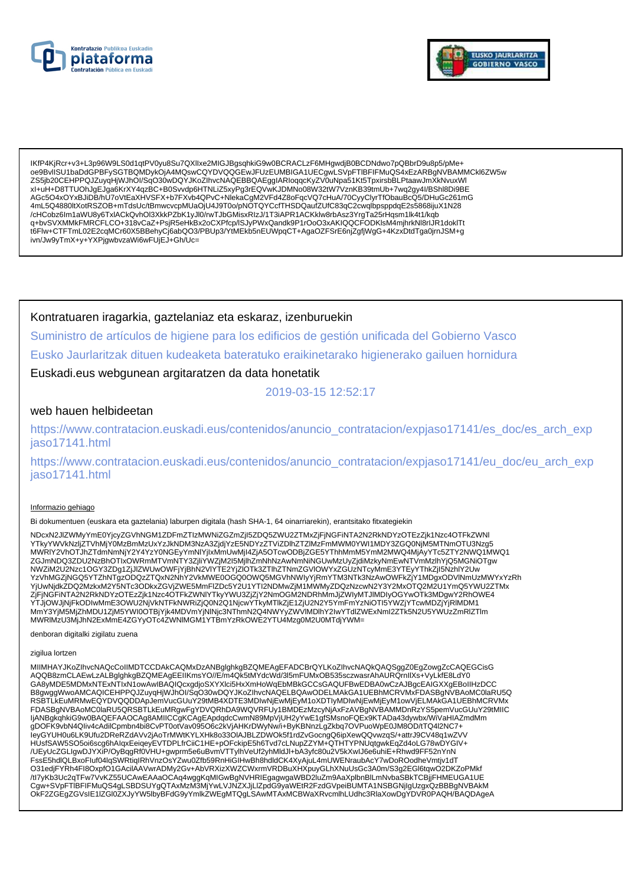IKfP4KjRcr+v3+L3p96W9LS0d1qtPV0yu8Su7QXlIxe2MIGJBgsqhkiG9w0BCRACLzF6MHgwdjB0BCDNdwo7pQBbrD9u8p5/pMe+
oe9BvlISU1baDdGPBFySGTBQMDykOjA4MQswCQYDVQQGEwJFUzEUMBIGA1UECgwLSVpFTlBFIFMuQS4xEzARBgNVBAMMCkl6ZW5w
ZS5jb20CEHPPQJZuyqHjWJhOl/SqO30wDQYJKoZIhvcNAQEBBQAEgglARloqqcKyZV0uNpa51Kt5TpxirsbBLPtaawJmXkNvuxWl
xI+uH+D8TTUOhJgEJga6KrXY4qzBC+B0Svvdp6HTNLiZ5xyPg3rEQVwKJDMNo08W32tW7VznKB39tmUb+7wq2gy4l/BShl8Di9BE
AGc5O4xOYxBJiDB/hU7oVtEaXHVSFX+b7FXvb4QPvC+NlekaCgM2VFd4Z8oFqcVQ7cHuA/70CyyClyrTfObauBcQ5/DHuGc261mG
4mL5Q4880ltXotRSZOB+mTdsUc/tBmwcvcpMUaOjU4J9T0o/pNOTQYCcfTHSDQaufZUfC83qC2cwqlbpsppdqE2s5868ijuX1N28
/cHCobz6Im1aWU8y6TxlACkQvhOl3XkkPZbK1yJl0/rwTJbGMisxRlzJ/1T3iAPR1ACKklw8rbAsz3YrgTa25rHqsm1lk4t1/kqb
q+bvSVXMMkFMRCFLCO+318vCaZ+PsjR5eHkBx2oCXPfcp/lSJyPWxQandk9P1rOoO3xAKIQQCFODKlsM4mjhrkNl8rIJR1doklTt
t6FIw+CTFTmL02E2cqMCr60X5BBehyCj6abQO3/PBUp3/YtMEkb5nEUWpqCT+AgaOZFSrE6njZgfjWgG+4KzxDtdTga0jrnJSM+g
ivn/Jw9yTmX+y+YXPjgwbvzaWi6wFUjEJ+Gh/Uc=

Kontratuaren iragarkia, gaztelaniaz eta eskaraz, izenburuekin

Suministro de artículos de higiene para los edificios de gestión unificada del Gobierno Vasco

Eusko Jaurlaritzak dituen kudeaketa bateratuko eraikinetarako higienerako gailuen hornidura

Euskadi.eus webgunean argitaratzen da data honetatik

2019-03-15 12:52:17

web hauen helbideetan

https://www.contratacion.euskadi.eus/contenidos/anuncio_contratacion/expjaso17141/es_doc/es_arch_expjaso17141.html

https://www.contratacion.euskadi.eus/contenidos/anuncio_contratacion/expjaso17141/eu_doc/eu_arch_expjaso17141.html

Informazio gehiago

Bi dokumentuen (euskara eta gaztelania) laburpen digitala (hash SHA-1, 64 oinarriarekin), erantsitako fitxategiekin

NDcxN2JlZWMyYmE0YjcyZGVhNGM1ZDFmZTlzMWNiZGZmZjI5ZDQ5ZWU2ZTMxZjFjNGFiNTA2N2RkNDYzOTEzZjk1Nzc4OTFkZWNl
YTkyYWVkNzljZTVhMjY0MzBmMzUxYzJkNDM3NzA3ZjdjYzE5NDYzZTViZDlhZTZlMzFmMWM0YWI1MDY3ZGQ0NjM5MTNmOTU3Nzg5
MWRlY2VhOTJhZTdmNmNjY2Y4YzY0NGEyYmNlYjlxMmUwMjl4ZjA5OTcwODBjZGE5YThhMmM5YmM2MWQ4MjAyYTc5ZTY2NWQ1MWQ1
ZGJmNDQ3ZDU2NzBhOTlxOWRmMTVmNTY3ZjliYWZjM2I5MjlhZmNhNzAwNmNiNGUwMzUyZjdiMzkyNmEwNTVmMzlhYjQ5MGNiOTgw
NWZiM2U2Nzc1OGY3ZDg1ZjJlZWUwOWFjYjBhN2VlYTE2YjZlOTk3ZTlhZTNmZGVlOWYxZGUzNTcyMmE3YTEyYThkZjI5NzhlY2Uw
YzVhMGZjNGQ5YTZhNTgzODQzZTQxN2NhY2VkMWE0OGQ0OWQ5MGVhNWIyYjRmYTM3NTk3NzAwOWFkZjY1MDgxODVlNmUzMWYxYzRh
YjUwNjdkZDQ2MzkxM2Y5NTc3ODkxZGVjZWE5MmFlZDc5Y2U1YTI2NDMwZjM1MWMyZDQzNzcwN2Y3Y2MxOTQ2M2U1YmQ5YWU2ZTMx
ZjFjNGFiNTA2N2RkNDYzOTEzZjk1Nzc4OTFkZWNlYTkyYWU3ZjZjY2NmOGM2NDRhMmJjZWIyMTJlMDIyOGYwOTk3MDgwY2RhOWE4
YTJjOWJjNjFkODlwMmE3OWU2NjVkNTFkNWRiZjQ0N2Q1NjcwYTkyMTlkZjE1ZjU2N2Y5YmFmYzNiOTI5YWZjYTcwMDZjYjRlMDM1
MmY3YjM5MjZhMDU1ZjM5YWI0OTBjYjk4MDVmYjNlNjc3NThmN2Q4NWYyZWVlMDlhY2IwYTdlZWExNmI2ZTk5N2U5YWUzZmRlZTlm
MWRlMzU3MjJhN2ExMmE4ZGYyOTc4ZWNlMGM1YTBmYzRkOWE2YTU4Mzg0M2U0MTdjYWM=

denboran digitalki zigilatu zuena

zigilua lortzen

MIIMHAYJKoZIhvcNAQcCoIIMDTCCDAkCAQMxDzANBglghkgBZQMEAgEFADCBrQYLKoZIhvcNAQkQAQSggZ0EgZowgZcCAQEGCisG
AQQB8zmCLAEwLzALBglghkgBZQMEAgEEIKmsYO//E/m4Qk5tMYdcWd/3l5mFUMxOB535sczwasrAhAURQrnlIXs+VyLkfE8LdY0
GA8yMDE5MDMxNTExNTIxN1owAwIBAQIQcxgdjoSXYXlci5HxXmHoWqEbMBkGCCsGAQUFBwEDBA0wCzAJBgcEAIGXXgEBoIIHzDCC
B8gwggWwoAMCAQICEHPPQJZuyqHjWJhOl/SqO30wDQYJKoZIhvcNAQELBQAwODELMAkGA1UEBhMCRVMxFDASBgNVBAoMC0laRU5Q
RSBTLkEuMRMwEQYDVQQDDApJemVucGUuY29tMB4XDTE3MDIwNjEwMjEyM1oXDTlyMDIwNjEwMjEyM1owVjELMAkGA1UEBhMCRVMx
FDASBgNVBAoMC0laRU5QRSBTLkEuMRgwFgYDVQRhDA9WQVRFUy1BMDEzMzcyNjAxFzAVBgNVBAMMDnRzYS5pemVucGUuY29tMIIC
IjANBgkqhkiG9w0BAQEFAAOCAg8AMIICCgKCAgEApdqdcCwmN89MpVjUH2yYwE1gfSMsnoFQEx9KTADa43dywbx/WiVaHIAZmdMm
gDOFK9vbN4Qliv4cAdilCpmbn4bi8CvPT0otVav095O6c2kVjAHKrDWyNw/i+ByKBNnzLgZkbq7OVPuoWpE0JM8OD/tTQ4l2NC7+
IeyGYUH0u6LK9Ufu2DReRZdAVv2jAoTrMWtKYLXHk8o33OlAJBLZDWOk5f1rdZvGocngQ6ipXewQQvwzqS/+attrJ9CV48q1wZVV
HUsfSAW5SO5oi6scg6hAlqxEeiqeyEVTDPLfrCiiC1HE+pOFckipE5h6Tvd7cLNupZZYM+QTHTYPNUqtgwkEqZd4oLG78wDYGlV+
/UEyUcZGLIgwDJYXiP/OyBqgRf0VHU+gwprm5e6uBvmVTTylhVeUf2yhMldJl+bA3yfc80u2V5kXwlJ6e6uhiE+Rhwd9FF52nYnN
FssE5hdlQLBxoFIuf04lqSWRtiqIRhVnzOsYZwu0Zfb59RnHiGIHwBh8hdldCK4XyAjuL4mUWENraubAcY7wDoROodheVmtjv1dT
O31edjFYRh4FI8OxpfO1GAcilAAVwrADMy2Gv+AbVRXizXWZCWxrmVRDBuXHXpuyGLhXNuUsGc3A0m/S3g2EGl6tqwO2DKZoPMkf
/tI7yKb3Uc2qTFw7VvKZ55UCAwEAAaOCAq4wggKqMIGwBgNVHRIEgagwgaWBD2luZm9AaXplbnBlLmNvbaSBkTCBjjFHMEUGA1UE
Cgw+SVpFTlBFIFMuQS4gLSBDSUYgQTAxMzM3MjYwLVJNZXJjLlZpdG9yaWEtR2FzdGVpeiBUMTA1NSBGNjIgUzgxQzBBBgNVBAkM
OkF2ZGEgZGVsIE1lZGl0ZXJyYW5lbyBFdG9yYmlkZWEgMTQgLSAwMTAxMCBWaXRvcmlhLUdhc3RlaXowDgYDVR0PAQH/BAQDAgeA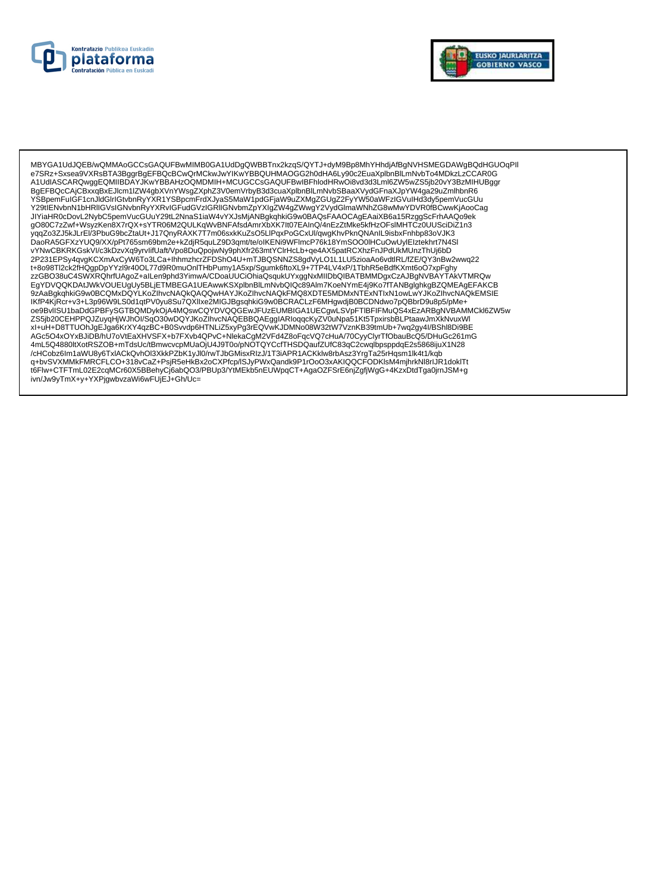```
MBYGA1UdJQEB/wQMMAoGCCsGAQUFBwMIMB0GA1UdDgQWBBTnx2kzqS/QYTJ+dyM9Bp8MhYHhdjAfBgNVHSMEGDAWgBQdHGUOqPIl
e7SRz+Sxsea9VXRsBTA3BggrBgEFBQcBCwQrMCkwJwYIKwYBBQUHMAOGG2h0dHA6Ly90c2EuaXplbnBlLmNvbTo4MDkzLzCCAR0G
A1UdIASCARQwggEQMIIBDAYJKwYBBAHzOQMDMIH+MCUGCCsGAQUFBwIBFhlodHRwOi8vd3d3Lml6ZW5wZS5jb20vY3BzMIHUBggr
BgEFBQcCAjCBxxqBxEJlcm1lZW4gbXVnYWsgZXphZ3V0emVrbyB3d3cuaXplbnBlLmNvbSBaaXVydGFnaXJpYW4ga29uZmlhbnR6
YSBpemFuIGF1cnJldGlrIGtvbnRyYXR1YSBpcmFrdXJyaS5MaW1pdGFjaW9uZXMgZGUgZ2FyYW50aWFzIGVuIHd3dy5pemVucGUu
Y29tIENvbnN1bHRlIGVsIGNvbnRyYXRvIGFudGVzIGRlIGNvbmZpYXIgZW4gZWwgY2VydGlmaWNhZG8wMwYDVR0fBCwwKjAooCag
JIYiaHR0cDovL2NybC5pemVucGUuY29tL2NnaS1iaW4vYXJsMjANBgkqhkiG9w0BAQsFAAOCAgEAaiXB6a15RzggScFrhAAQo9ek
gO80C7zZwf+WsyzKen8X7rQX+sYTR06M2QULKqWvBNFAfsdAmrXbXK7lt07EAlnQ/4nEzZtMke5kfHzOFslMHTCz0UUSciDiZ1n3
yqqZo3ZJ5kJLrEl/3PbuG9bcZtaUt+J17QnyRAXK7T7m06sxkKuZsO5LlPqxPoGCxUl/qwgKhvPknQNAnIL9isbxFnhbp83oVJK3
DaoRA5GFXzYUQ9/XX/pPt765sm69bm2e+kZdjR5quLZ9D3qmt/te/oIKENi9WFlmcP76k18YmSOO0lHCuOwUylEIztekhrt7N4Sl
vYNwCBKRKGskVl/c3kDzvXq9yrvlifUaft/Vpo8DuQpojwNy9phXfr263mtYClrHcLb+qe4AX5patRCXhzFnJPdUkMUnzThUj6bD
2P231EPSy4qvgKCXmAxCyW6To3LCa+lhhmzhcrZFDShO4U+mTJBQSNNZS8gdVyLO1L1LU5zioaAo6vdtlRL/fZE/QY3nBw2wwq22
t+8o98Tl2ck2fHQgpDpYYzl9r40OL77d9R0muOnlTHbPumy1A5xp/Sgumk6ftoXL9+7TP4LV4xP/1TbhR5eBdfKXmt6oO7xpFghy
zzGBO38uC4SWXRQhrfUAgoZ+aILen9phd3YimwA/CDoaUUCiOhiaQsqukUYxggNxMIIDbQIBATBMMDgxCzAJBgNVBAYTAkVTMRQw
EgYDVQQKDAtJWkVOUEUgUy5BLjETMBEGA1UEAwwKSXplbnBlLmNvbQIQc89Alm7KoeNYmE4j9Ko7fTANBglghkgBZQMEAgEFAKCB
9zAaBgkqhkiG9w0BCQMxDQYLKoZIhvcNAQkQAQQwHAYJKoZIhvcNAQkFMQ8XDTE5MDMxNTExNTIxN1owLwYJKoZIhvcNAQkEMSIE
IKfP4KjRcr+v3+L3p96W9LS0d1qtPV0yu8Su7QXIlxe2MIGJBgsqhkiG9w0BCRACLzF6MHgwdjB0BCDNdwo7pQBbrD9u8p5/pMe+
oe9BvlISU1baDdGPBFySGTBQMDykOjA4MQswCQYDVQQGEwJFUzEUMBIGA1UECgwLSVpFTlBFIFMuQS4xEzARBgNVBAMMCkl6ZW5w
ZS5jb20CEHPPQJZuyqHjWJhOI/SqO30wDQYJKoZIhvcNAQEBBQAEggIARIoqqcKyZV0uNpa51Kt5TpxirsbBLPtaawJmXkNvuxWl
xl+uH+D8TTUOhJgEJga6KrXY4qzBC+B0Svvdp6HTNLiZ5xyPg3rEQVwKJDMNo08W32tW7VznKB39tmUb+7wq2gy4I/BShl8Di9BE
AGc5O4xOYxBJiDB/hU7oVtEaXHVSFX+b7FXvb4QPvC+NlekaCgM2VFd4Z8oFqcVQ7cHuA/70CyyClyrTfObauBcQ5/DHuGc261mG
4mL5Q4880ltXotRSZOB+mTdsUc/tBmwcvcpMUaOjU4J9T0o/pNOTQYCcfTHSDQaufZUfC83qC2cwqlbpsppdqE2s5868ijuX1N28
/cHCobz6Im1aWU8y6TxlACkQvhOl3XkkPZbK1yJl0/rwTJbGMisxRIzJ/1T3iAPR1ACKklw8rbAsz3YrgTa25rHqsm1lk4t1/kqb
q+bvSVXMMkFMRCFLCO+318vCaZ+PsjR5eHkBx2oCXPfcp/lSJyPWxQandk9P1rOoO3xAKIQQCFODKlsM4mjhrkNl8rIJR1dokITt
t6Flw+CTFTmL02E2cqMCr60X5BBehyCj6abQO3/PBUp3/YtMEkb5nEUWpqCT+AgaOZFSrE6njZgfjWgG+4KzxDtdTga0jrnJSM+g
ivn/Jw9yTmX+y+YXPjgwbvzaWi6wFUjEJ+Gh/Uc=
```